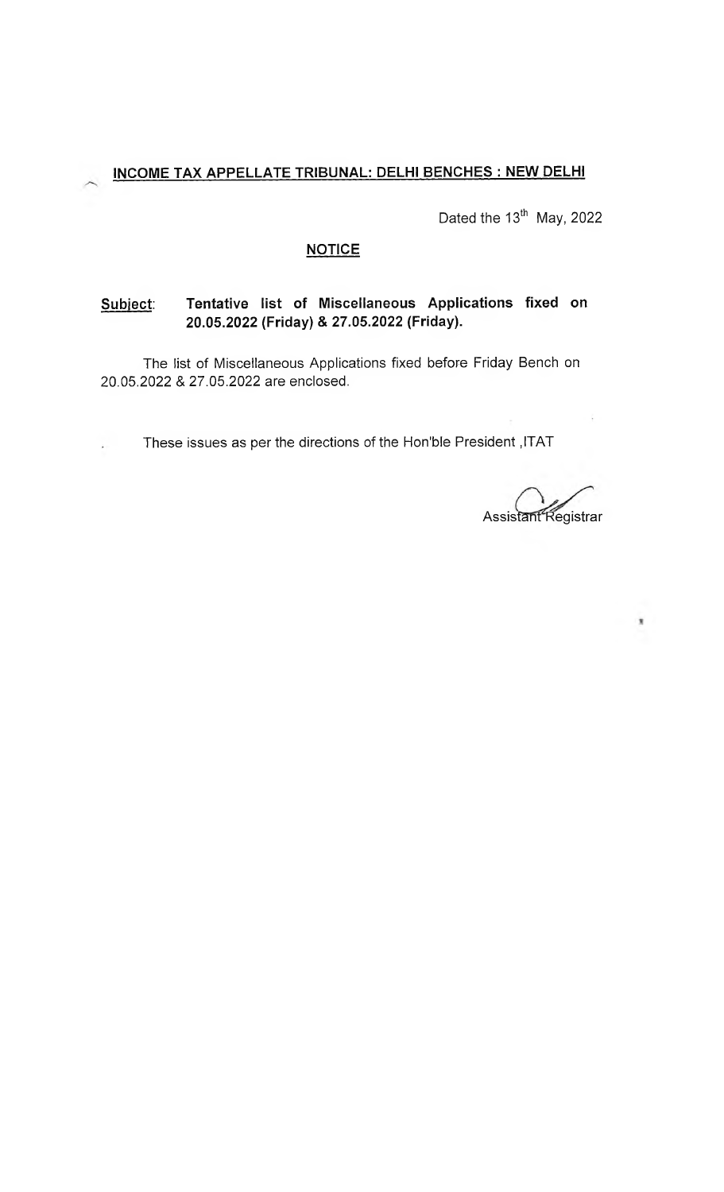## INCOME TAX APPELLATE TRIBUNAL: DELHI BENCHES : NEW DELHI

Dated the 13th May, 2022

### NOTICE

**Subject:** **Tentative list of Miscellaneous Applications fixed on 20.05.2022 (Friday) & 27.05.2022 (Friday).**

The list of Miscellaneous Applications fixed before Friday Bench on 20.05.2022 & 27.05.2022 are enclosed.

These issues as per the directions of the Hon'ble President ,ITAT

Assistant Registrar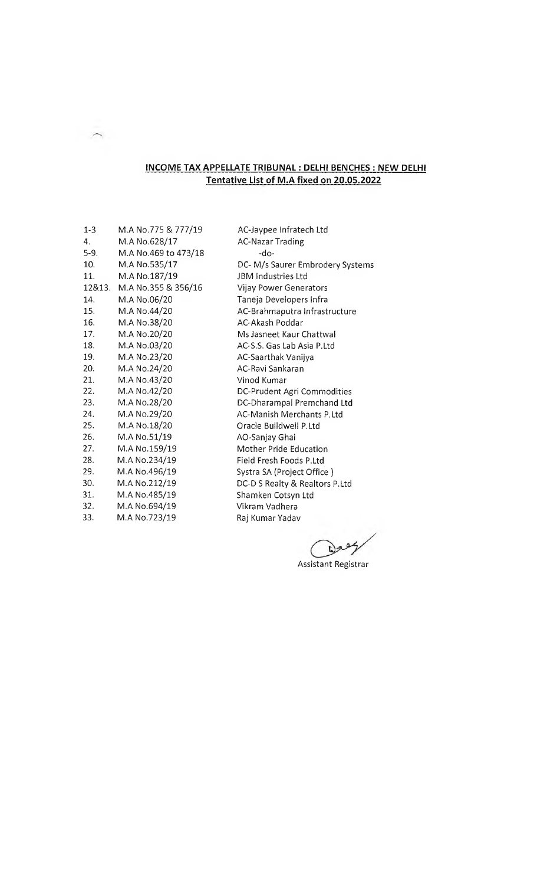**INCOME TAX APPELLATE TRIBUNAL : DELHI BENCHES : NEW DELHI**

**Tentative List of M.A fixed on 20.05.2022**

| | | |
|---|---|---|
| 1-3 | M.A No.775 & 777/19 | AC-Jaypee Infratech Ltd |
| 4. | M.A No.628/17 | AC-Nazar Trading |
| 5-9. | M.A No.469 to 473/18 | -do- |
| 10. | M.A No.535/17 | DC- M/s Saurer Embrodery Systems |
| 11. | M.A No.187/19 | JBM Industries Ltd |
| 12&13. | M.A No.355 & 356/16 | Vijay Power Generators |
| 14. | M.A No.06/20 | Taneja Developers Infra |
| 15. | M.A No.44/20 | AC-Brahmaputra Infrastructure |
| 16. | M.A No.38/20 | AC-Akash Poddar |
| 17. | M.A No.20/20 | Ms Jasneet Kaur Chattwal |
| 18. | M.A No.03/20 | AC-S.S. Gas Lab Asia P.Ltd |
| 19. | M.A No.23/20 | AC-Saarthak Vanijya |
| 20. | M.A No.24/20 | AC-Ravi Sankaran |
| 21. | M.A No.43/20 | Vinod Kumar |
| 22. | M.A No.42/20 | DC-Prudent Agri Commodities |
| 23. | M.A No.28/20 | DC-Dharampal Premchand Ltd |
| 24. | M.A No.29/20 | AC-Manish Merchants P.Ltd |
| 25. | M.A No.18/20 | Oracle Buildwell P.Ltd |
| 26. | M.A No.51/19 | AO-Sanjay Ghai |
| 27. | M.A No.159/19 | Mother Pride Education |
| 28. | M.A No.234/19 | Field Fresh Foods P.Ltd |
| 29. | M.A No.496/19 | Systra SA (Project Office ) |
| 30. | M.A No.212/19 | DC-D S Realty & Realtors P.Ltd |
| 31. | M.A No.485/19 | Shamken Cotsyn Ltd |
| 32. | M.A No.694/19 | Vikram Vadhera |
| 33. | M.A No.723/19 | Raj Kumar Yadav |

Assistant Registrar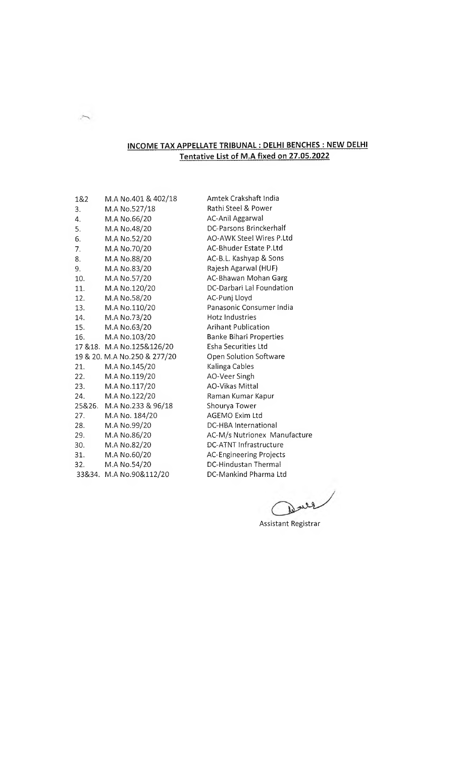**INCOME TAX APPELLATE TRIBUNAL : DELHI BENCHES : NEW DELHI**

**Tentative List of M.A fixed on 27.05.2022**

| | | |
|---|---|---|
| 1&2 | M.A No.401 & 402/18 | Amtek Crakshaft India |
| 3. | M.A No.527/18 | Rathi Steel & Power |
| 4. | M.A No.66/20 | AC-Anil Aggarwal |
| 5. | M.A No.48/20 | DC-Parsons Brinckerhalf |
| 6. | M.A No.52/20 | AO-AWK Steel Wires P.Ltd |
| 7. | M.A No.70/20 | AC-Bhuder Estate P.Ltd |
| 8. | M.A No.88/20 | AC-B.L. Kashyap & Sons |
| 9. | M.A No.83/20 | Rajesh Agarwal (HUF) |
| 10. | M.A No.57/20 | AC-Bhawan Mohan Garg |
| 11. | M.A No.120/20 | DC-Darbari Lal Foundation |
| 12. | M.A No.58/20 | AC-Punj Lloyd |
| 13. | M.A No.110/20 | Panasonic Consumer India |
| 14. | M.A No.73/20 | Hotz Industries |
| 15. | M.A No.63/20 | Arihant Publication |
| 16. | M.A No.103/20 | Banke Bihari Properties |
| 17 &18. | M.A No.125&126/20 | Esha Securities Ltd |
| 19 & 20. | M.A No.250 & 277/20 | Open Solution Software |
| 21. | M.A No.145/20 | Kalinga Cables |
| 22. | M.A No.119/20 | AO-Veer Singh |
| 23. | M.A No.117/20 | AO-Vikas Mittal |
| 24. | M.A No.122/20 | Raman Kumar Kapur |
| 25&26. | M.A No.233 & 96/18 | Shourya Tower |
| 27. | M.A No. 184/20 | AGEMO Exim Ltd |
| 28. | M.A No.99/20 | DC-HBA International |
| 29. | M.A No.86/20 | AC-M/s Nutrionex Manufacture |
| 30. | M.A No.82/20 | DC-ATNT Infrastructure |
| 31. | M.A No.60/20 | AC-Engineering Projects |
| 32. | M.A No.54/20 | DC-Hindustan Thermal |
| 33&34. | M.A No.90&112/20 | DC-Mankind Pharma Ltd |

Assistant Registrar